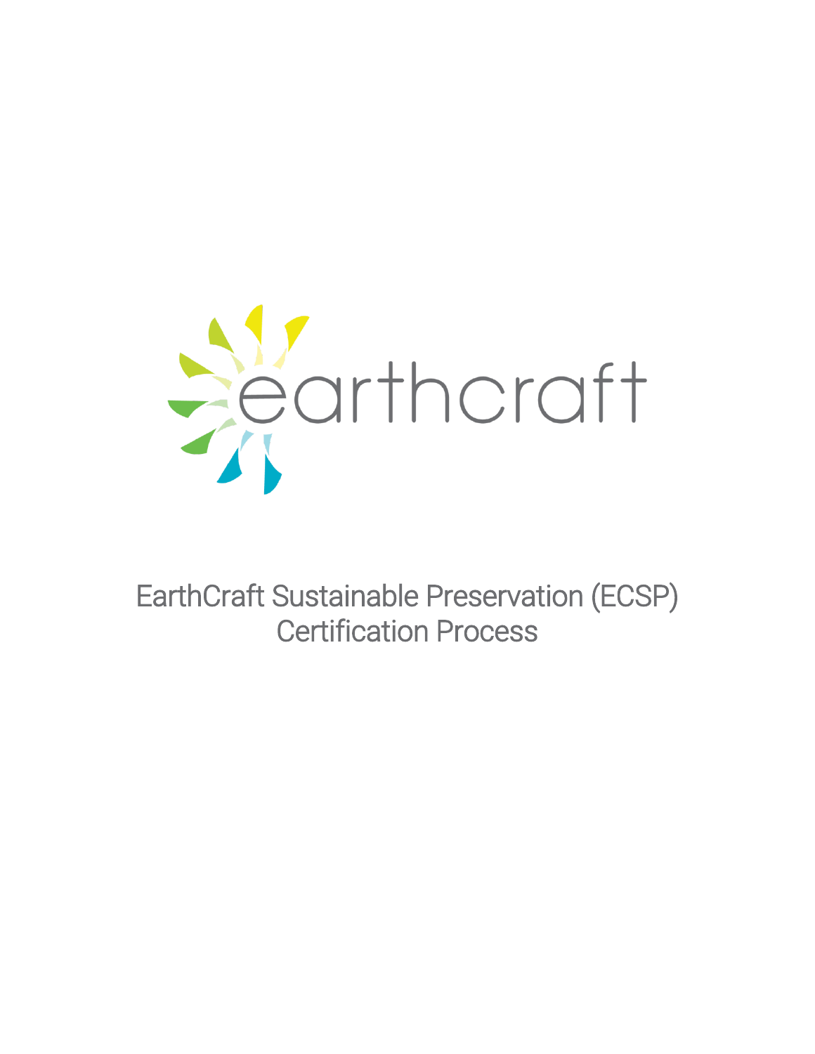earthcraft

# EarthCraft Sustainable Preservation (ECSP) Certification Process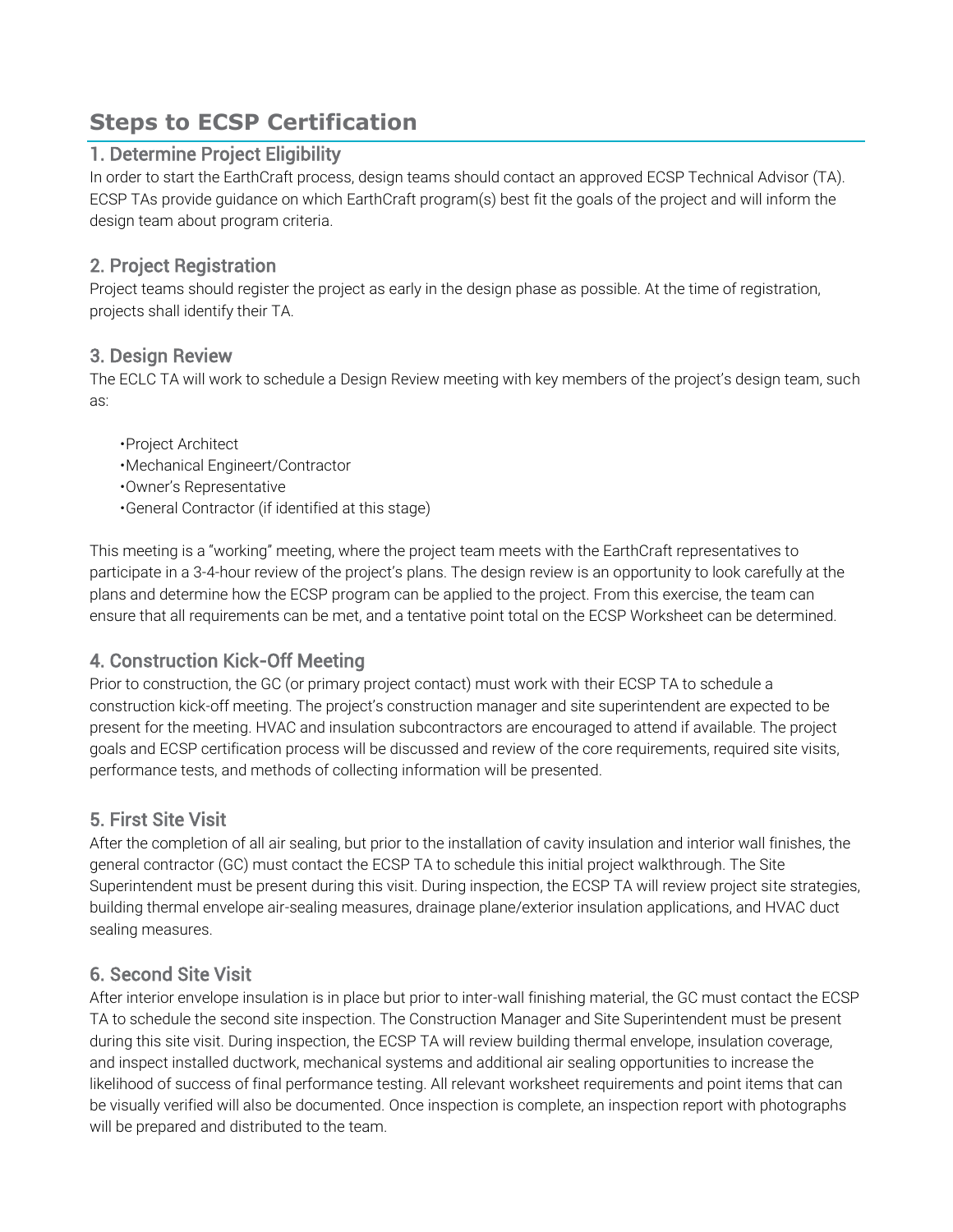# Steps to ECSP Certification

## 1. Determine Project Eligibility

In order to start the EarthCraft process, design teams should contact an approved ECSP Technical Advisor (TA). ECSP TAs provide guidance on which EarthCraft program(s) best fit the goals of the project and will inform the design team about program criteria.

## 2. Project Registration

Project teams should register the project as early in the design phase as possible. At the time of registration, projects shall identify their TA.

## 3. Design Review

The ECLC TA will work to schedule a Design Review meeting with key members of the project's design team, such as:

- Project Architect
- Mechanical Engineert/Contractor
- Owner's Representative
- General Contractor (if identified at this stage)

This meeting is a "working" meeting, where the project team meets with the EarthCraft representatives to participate in a 3-4-hour review of the project's plans. The design review is an opportunity to look carefully at the plans and determine how the ECSP program can be applied to the project. From this exercise, the team can ensure that all requirements can be met, and a tentative point total on the ECSP Worksheet can be determined.

## 4. Construction Kick-Off Meeting

Prior to construction, the GC (or primary project contact) must work with their ECSP TA to schedule a construction kick-off meeting. The project's construction manager and site superintendent are expected to be present for the meeting. HVAC and insulation subcontractors are encouraged to attend if available. The project goals and ECSP certification process will be discussed and review of the core requirements, required site visits, performance tests, and methods of collecting information will be presented.

## 5. First Site Visit

After the completion of all air sealing, but prior to the installation of cavity insulation and interior wall finishes, the general contractor (GC) must contact the ECSP TA to schedule this initial project walkthrough. The Site Superintendent must be present during this visit. During inspection, the ECSP TA will review project site strategies, building thermal envelope air-sealing measures, drainage plane/exterior insulation applications, and HVAC duct sealing measures.

## 6. Second Site Visit

After interior envelope insulation is in place but prior to inter-wall finishing material, the GC must contact the ECSP TA to schedule the second site inspection. The Construction Manager and Site Superintendent must be present during this site visit. During inspection, the ECSP TA will review building thermal envelope, insulation coverage, and inspect installed ductwork, mechanical systems and additional air sealing opportunities to increase the likelihood of success of final performance testing. All relevant worksheet requirements and point items that can be visually verified will also be documented. Once inspection is complete, an inspection report with photographs will be prepared and distributed to the team.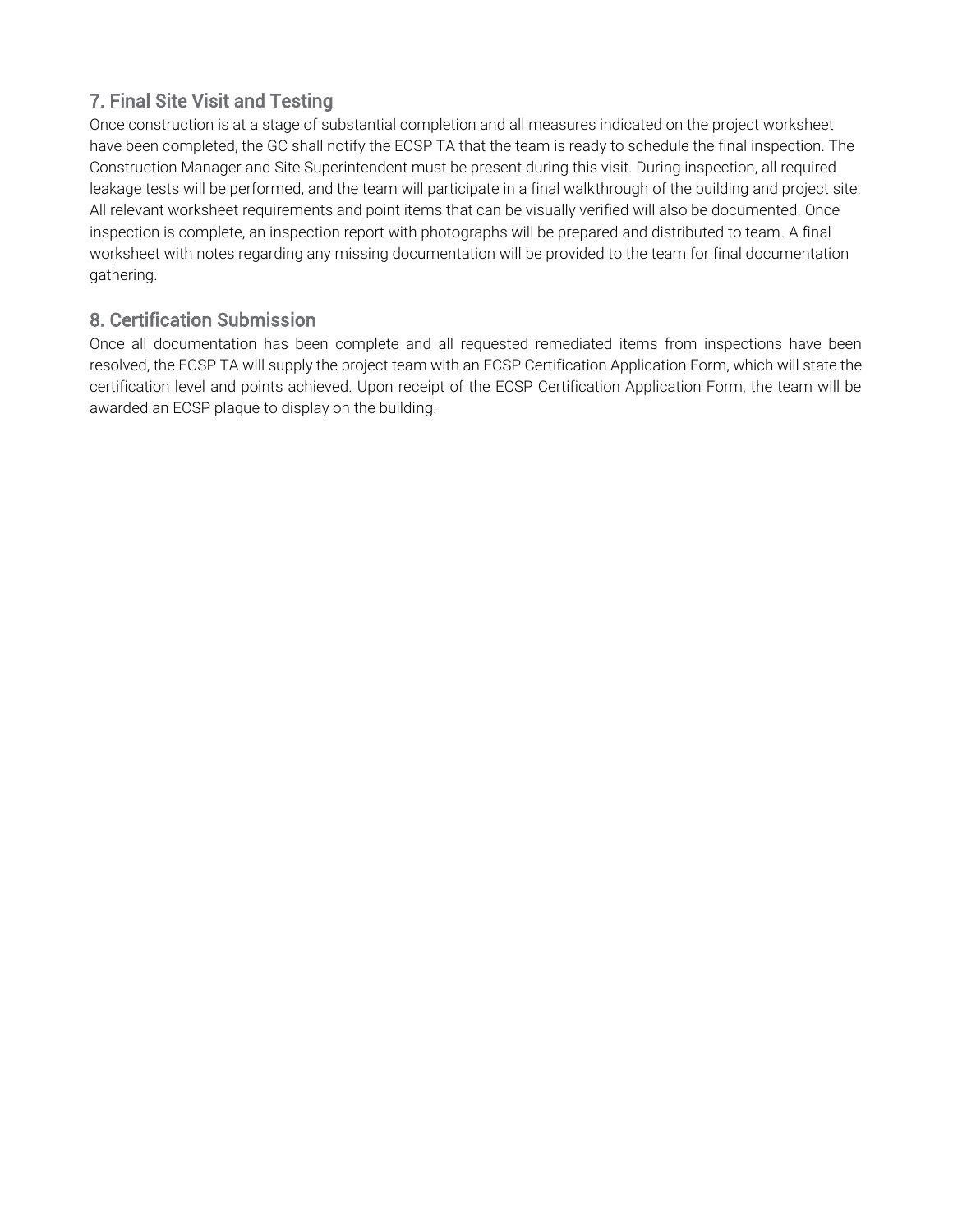## 7. Final Site Visit and Testing

Once construction is at a stage of substantial completion and all measures indicated on the project worksheet have been completed, the GC shall notify the ECSP TA that the team is ready to schedule the final inspection. The Construction Manager and Site Superintendent must be present during this visit. During inspection, all required leakage tests will be performed, and the team will participate in a final walkthrough of the building and project site. All relevant worksheet requirements and point items that can be visually verified will also be documented. Once inspection is complete, an inspection report with photographs will be prepared and distributed to team. A final worksheet with notes regarding any missing documentation will be provided to the team for final documentation gathering.

## 8. Certification Submission

Once all documentation has been complete and all requested remediated items from inspections have been resolved, the ECSP TA will supply the project team with an ECSP Certification Application Form, which will state the certification level and points achieved. Upon receipt of the ECSP Certification Application Form, the team will be awarded an ECSP plaque to display on the building.